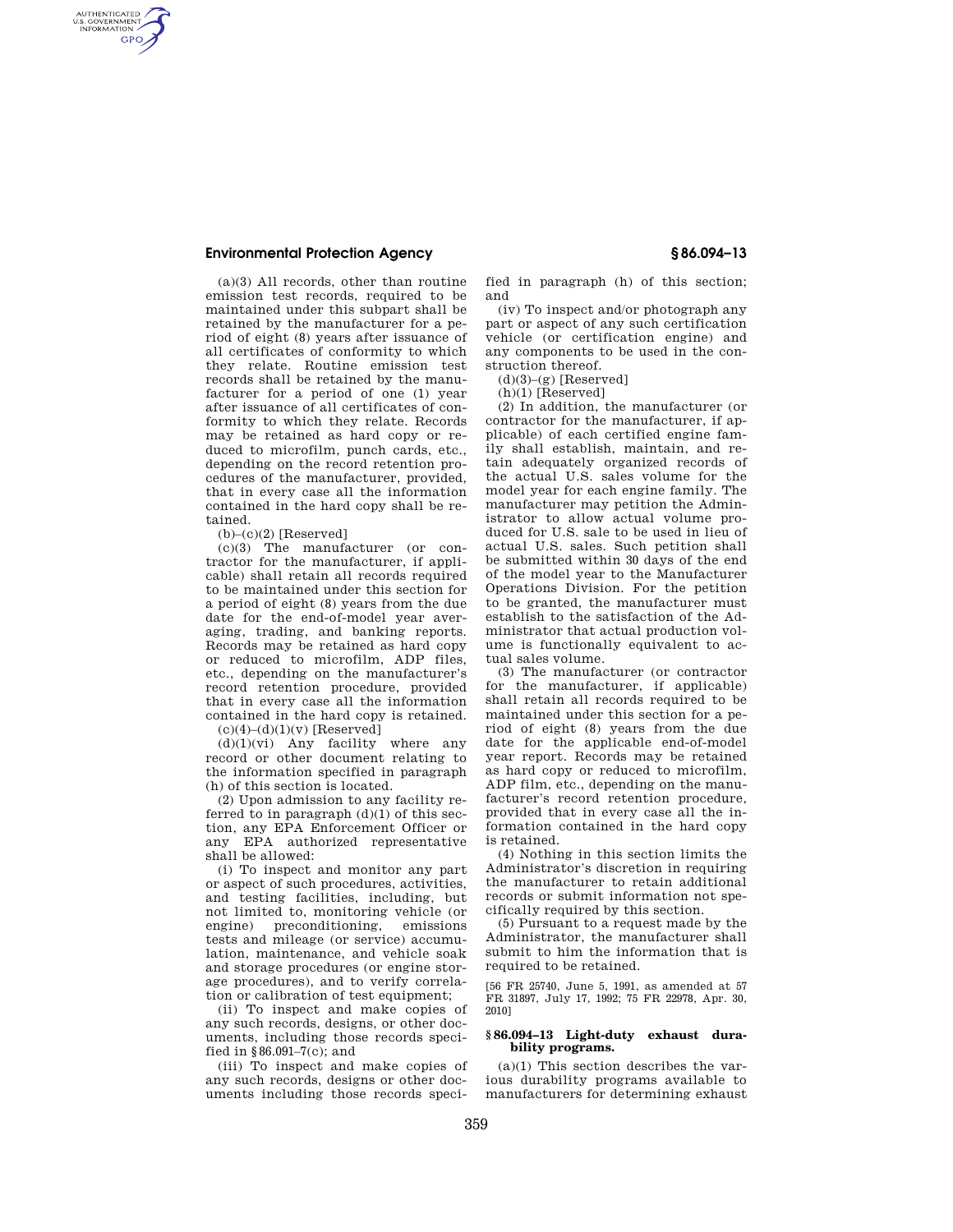(a)(3) All records, other than routine emission test records, required to be maintained under this subpart shall be retained by the manufacturer for a period of eight (8) years after issuance of all certificates of conformity to which they relate. Routine emission test records shall be retained by the manufacturer for a period of one (1) year after issuance of all certificates of conformity to which they relate. Records may be retained as hard copy or reduced to microfilm, punch cards, etc., depending on the record retention procedures of the manufacturer, provided, that in every case all the information contained in the hard copy shall be retained.

(b)–(c)(2) [Reserved]

(c)(3) The manufacturer (or contractor for the manufacturer, if applicable) shall retain all records required to be maintained under this section for a period of eight (8) years from the due date for the end-of-model year averaging, trading, and banking reports. Records may be retained as hard copy or reduced to microfilm, ADP files, etc., depending on the manufacturer's record retention procedure, provided that in every case all the information contained in the hard copy is retained.

(c)(4)–(d)(1)(v) [Reserved]

(d)(1)(vi) Any facility where any record or other document relating to the information specified in paragraph (h) of this section is located.

(2) Upon admission to any facility referred to in paragraph (d)(1) of this section, any EPA Enforcement Officer or any EPA authorized representative shall be allowed:

(i) To inspect and monitor any part or aspect of such procedures, activities, and testing facilities, including, but not limited to, monitoring vehicle (or engine) preconditioning, emissions tests and mileage (or service) accumulation, maintenance, and vehicle soak and storage procedures (or engine storage procedures), and to verify correlation or calibration of test equipment;

(ii) To inspect and make copies of any such records, designs, or other documents, including those records specified in §86.091–7(c); and

(iii) To inspect and make copies of any such records, designs or other documents including those records specified in paragraph (h) of this section; and

(iv) To inspect and/or photograph any part or aspect of any such certification vehicle (or certification engine) and any components to be used in the construction thereof.

(d)(3)–(g) [Reserved]

(h)(1) [Reserved]

(2) In addition, the manufacturer (or contractor for the manufacturer, if applicable) of each certified engine family shall establish, maintain, and retain adequately organized records of the actual U.S. sales volume for the model year for each engine family. The manufacturer may petition the Administrator to allow actual volume produced for U.S. sale to be used in lieu of actual U.S. sales. Such petition shall be submitted within 30 days of the end of the model year to the Manufacturer Operations Division. For the petition to be granted, the manufacturer must establish to the satisfaction of the Administrator that actual production volume is functionally equivalent to actual sales volume.

(3) The manufacturer (or contractor for the manufacturer, if applicable) shall retain all records required to be maintained under this section for a period of eight (8) years from the due date for the applicable end-of-model year report. Records may be retained as hard copy or reduced to microfilm, ADP film, etc., depending on the manufacturer's record retention procedure, provided that in every case all the information contained in the hard copy is retained.

(4) Nothing in this section limits the Administrator's discretion in requiring the manufacturer to retain additional records or submit information not specifically required by this section.

(5) Pursuant to a request made by the Administrator, the manufacturer shall submit to him the information that is required to be retained.

[56 FR 25740, June 5, 1991, as amended at 57 FR 31897, July 17, 1992; 75 FR 22978, Apr. 30, 2010]

### §86.094–13 Light-duty exhaust durability programs.

(a)(1) This section describes the various durability programs available to manufacturers for determining exhaust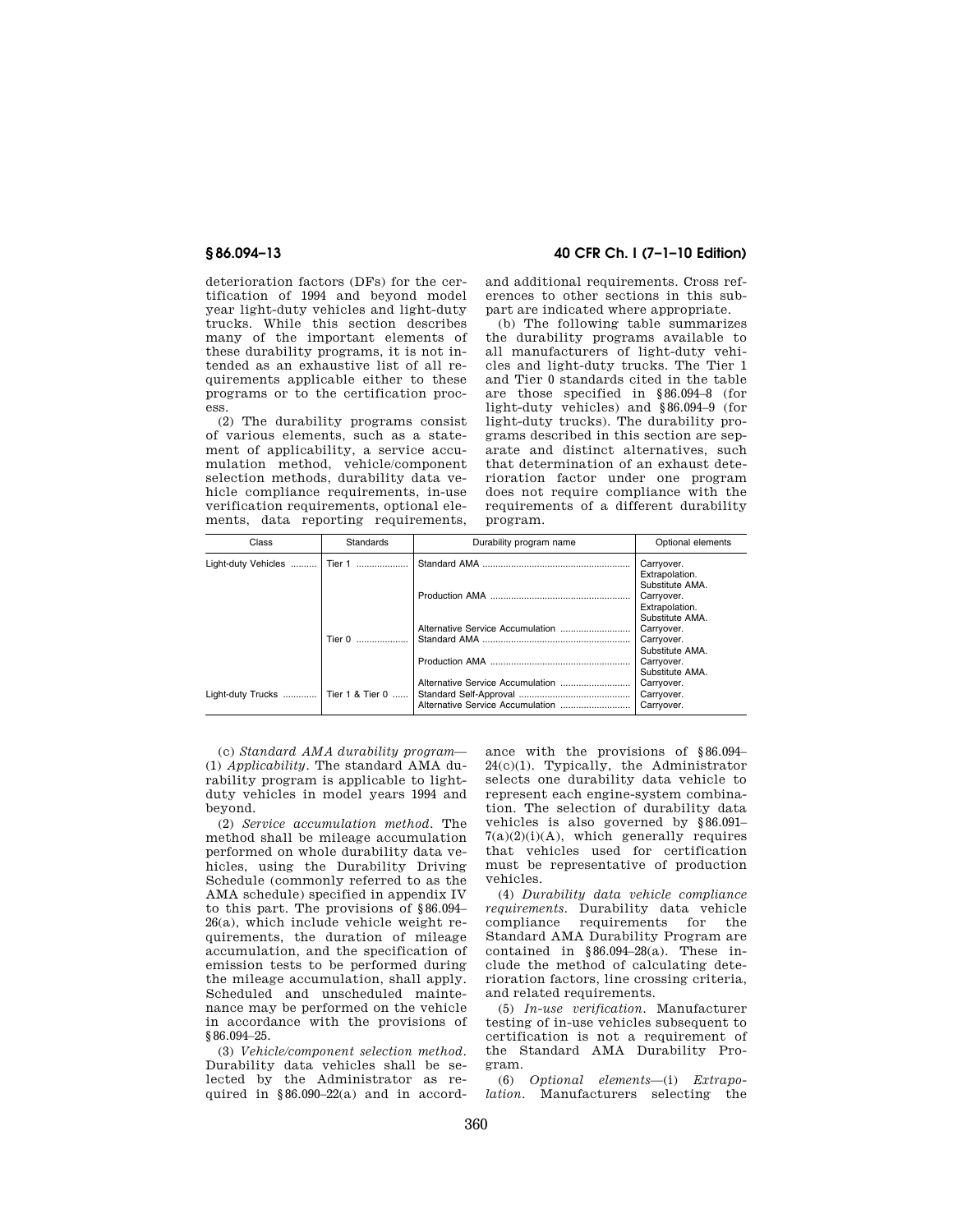deterioration factors (DFs) for the certification of 1994 and beyond model year light-duty vehicles and light-duty trucks. While this section describes many of the important elements of these durability programs, it is not intended as an exhaustive list of all requirements applicable either to these programs or to the certification process.

(2) The durability programs consist of various elements, such as a statement of applicability, a service accumulation method, vehicle/component selection methods, durability data vehicle compliance requirements, in-use verification requirements, optional elements, data reporting requirements, and additional requirements. Cross references to other sections in this subpart are indicated where appropriate.

(b) The following table summarizes the durability programs available to all manufacturers of light-duty vehicles and light-duty trucks. The Tier 1 and Tier 0 standards cited in the table are those specified in §86.094–8 (for light-duty vehicles) and §86.094–9 (for light-duty trucks). The durability programs described in this section are separate and distinct alternatives, such that determination of an exhaust deterioration factor under one program does not require compliance with the requirements of a different durability program.

| Class | Standards | Durability program name | Optional elements |
|---|---|---|---|
| Light-duty Vehicles | Tier 1 | Standard AMA | Carryover. Extrapolation. Substitute AMA. |
| | | Production AMA | Carryover. Extrapolation. Substitute AMA. |
| | | Alternative Service Accumulation | Carryover. |
| | Tier 0 | Standard AMA | Carryover. Substitute AMA. |
| | | Production AMA | Carryover. Substitute AMA. |
| | | Alternative Service Accumulation | Carryover. |
| Light-duty Trucks | Tier 1 & Tier 0 | Standard Self-Approval | Carryover. |
| | | Alternative Service Accumulation | Carryover. |

(c) *Standard AMA durability program*—(1) *Applicability*. The standard AMA durability program is applicable to light-duty vehicles in model years 1994 and beyond.

(2) *Service accumulation method*. The method shall be mileage accumulation performed on whole durability data vehicles, using the Durability Driving Schedule (commonly referred to as the AMA schedule) specified in appendix IV to this part. The provisions of §86.094–26(a), which include vehicle weight requirements, the duration of mileage accumulation, and the specification of emission tests to be performed during the mileage accumulation, shall apply. Scheduled and unscheduled maintenance may be performed on the vehicle in accordance with the provisions of §86.094–25.

(3) *Vehicle/component selection method*. Durability data vehicles shall be selected by the Administrator as required in §86.090–22(a) and in accordance with the provisions of §86.094–24(c)(1). Typically, the Administrator selects one durability data vehicle to represent each engine-system combination. The selection of durability data vehicles is also governed by §86.091–7(a)(2)(i)(A), which generally requires that vehicles used for certification must be representative of production vehicles.

(4) *Durability data vehicle compliance requirements*. Durability data vehicle compliance requirements for the Standard AMA Durability Program are contained in §86.094–28(a). These include the method of calculating deterioration factors, line crossing criteria, and related requirements.

(5) *In-use verification*. Manufacturer testing of in-use vehicles subsequent to certification is not a requirement of the Standard AMA Durability Program.

(6) *Optional elements*—(i) *Extrapolation*. Manufacturers selecting the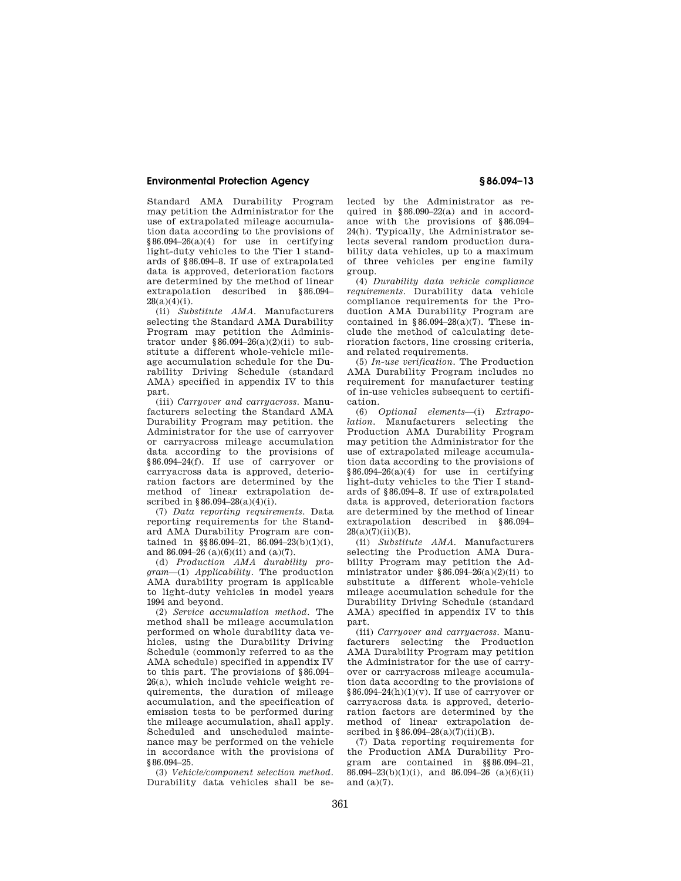Standard AMA Durability Program may petition the Administrator for the use of extrapolated mileage accumulation data according to the provisions of §86.094–26(a)(4) for use in certifying light-duty vehicles to the Tier 1 standards of §86.094–8. If use of extrapolated data is approved, deterioration factors are determined by the method of linear extrapolation described in §86.094–28(a)(4)(i).

(ii) *Substitute AMA.* Manufacturers selecting the Standard AMA Durability Program may petition the Administrator under §86.094–26(a)(2)(ii) to substitute a different whole-vehicle mileage accumulation schedule for the Durability Driving Schedule (standard AMA) specified in appendix IV to this part.

(iii) *Carryover and carryacross.* Manufacturers selecting the Standard AMA Durability Program may petition. the Administrator for the use of carryover or carryacross mileage accumulation data according to the provisions of §86.094–24(f). If use of carryover or carryacross data is approved, deterioration factors are determined by the method of linear extrapolation described in §86.094–28(a)(4)(i).

(7) *Data reporting requirements.* Data reporting requirements for the Standard AMA Durability Program are contained in §§86.094–21, 86.094–23(b)(1)(i), and 86.094–26 (a)(6)(ii) and (a)(7).

(d) *Production AMA durability program*—(1) *Applicability.* The production AMA durability program is applicable to light-duty vehicles in model years 1994 and beyond.

(2) *Service accumulation method.* The method shall be mileage accumulation performed on whole durability data vehicles, using the Durability Driving Schedule (commonly referred to as the AMA schedule) specified in appendix IV to this part. The provisions of §86.094–26(a), which include vehicle weight requirements, the duration of mileage accumulation, and the specification of emission tests to be performed during the mileage accumulation, shall apply. Scheduled and unscheduled maintenance may be performed on the vehicle in accordance with the provisions of §86.094–25.

(3) *Vehicle/component selection method.* Durability data vehicles shall be selected by the Administrator as required in §86.090–22(a) and in accordance with the provisions of §86.094–24(h). Typically, the Administrator selects several random production durability data vehicles, up to a maximum of three vehicles per engine family group.

(4) *Durability data vehicle compliance requirements.* Durability data vehicle compliance requirements for the Production AMA Durability Program are contained in §86.094–28(a)(7). These include the method of calculating deterioration factors, line crossing criteria, and related requirements.

(5) *In-use verification.* The Production AMA Durability Program includes no requirement for manufacturer testing of in-use vehicles subsequent to certification.

(6) *Optional elements*—(i) *Extrapolation.* Manufacturers selecting the Production AMA Durability Program may petition the Administrator for the use of extrapolated mileage accumulation data according to the provisions of §86.094–26(a)(4) for use in certifying light-duty vehicles to the Tier I standards of §86.094–8. If use of extrapolated data is approved, deterioration factors are determined by the method of linear extrapolation described in §86.094–28(a)(7)(ii)(B).

(ii) *Substitute AMA.* Manufacturers selecting the Production AMA Durability Program may petition the Administrator under §86.094–26(a)(2)(ii) to substitute a different whole-vehicle mileage accumulation schedule for the Durability Driving Schedule (standard AMA) specified in appendix IV to this part.

(iii) *Carryover and carryacross.* Manufacturers selecting the Production AMA Durability Program may petition the Administrator for the use of carryover or carryacross mileage accumulation data according to the provisions of §86.094–24(h)(1)(v). If use of carryover or carryacross data is approved, deterioration factors are determined by the method of linear extrapolation described in §86.094–28(a)(7)(ii)(B).

(7) Data reporting requirements for the Production AMA Durability Program are contained in §§86.094–21, 86.094–23(b)(1)(i), and 86.094–26 (a)(6)(ii) and (a)(7).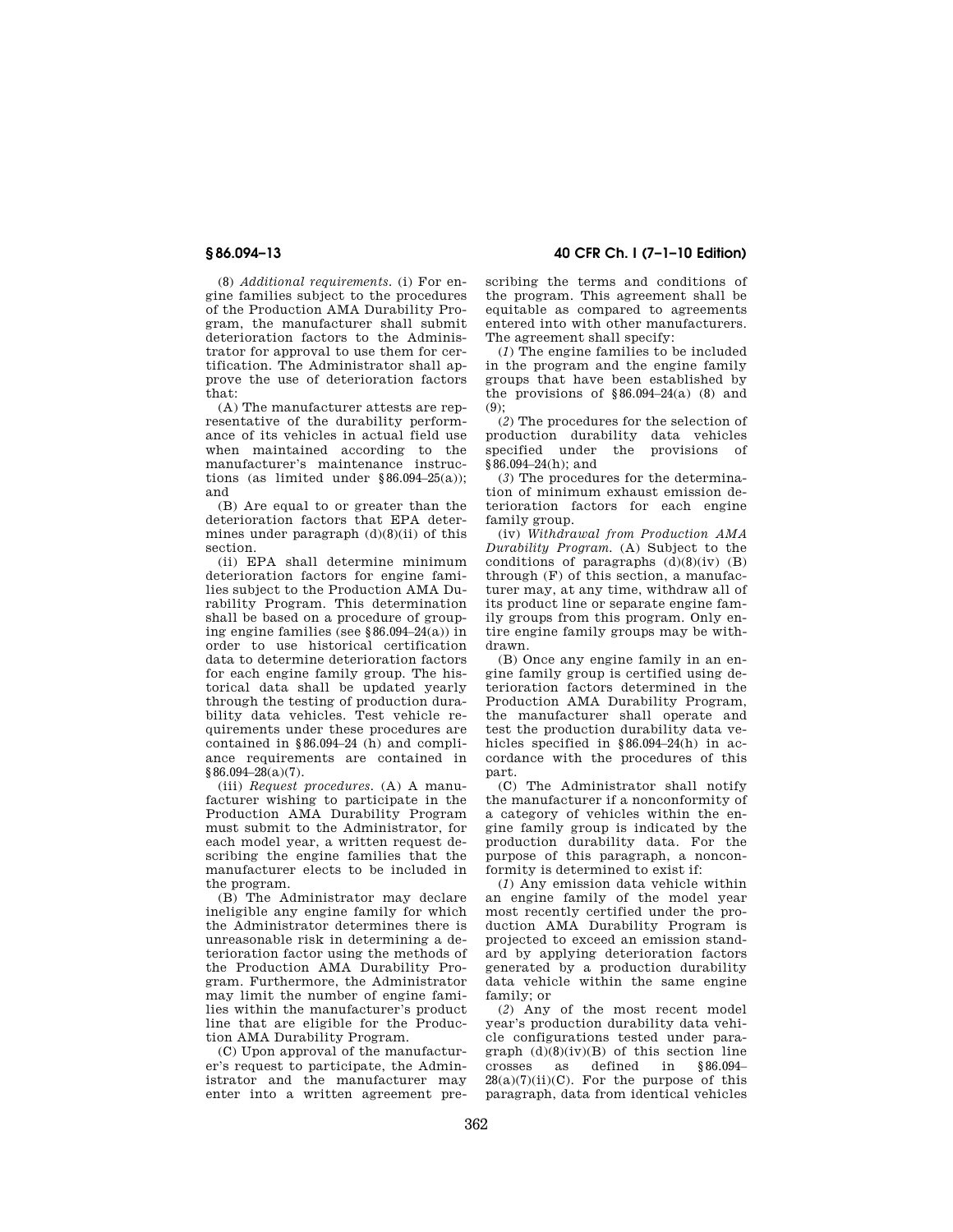(8) *Additional requirements.* (i) For engine families subject to the procedures of the Production AMA Durability Program, the manufacturer shall submit deterioration factors to the Administrator for approval to use them for certification. The Administrator shall approve the use of deterioration factors that:

(A) The manufacturer attests are representative of the durability performance of its vehicles in actual field use when maintained according to the manufacturer's maintenance instructions (as limited under §86.094–25(a)); and

(B) Are equal to or greater than the deterioration factors that EPA determines under paragraph (d)(8)(ii) of this section.

(ii) EPA shall determine minimum deterioration factors for engine families subject to the Production AMA Durability Program. This determination shall be based on a procedure of grouping engine families (see §86.094–24(a)) in order to use historical certification data to determine deterioration factors for each engine family group. The historical data shall be updated yearly through the testing of production durability data vehicles. Test vehicle requirements under these procedures are contained in §86.094–24 (h) and compliance requirements are contained in §86.094–28(a)(7).

(iii) *Request procedures.* (A) A manufacturer wishing to participate in the Production AMA Durability Program must submit to the Administrator, for each model year, a written request describing the engine families that the manufacturer elects to be included in the program.

(B) The Administrator may declare ineligible any engine family for which the Administrator determines there is unreasonable risk in determining a deterioration factor using the methods of the Production AMA Durability Program. Furthermore, the Administrator may limit the number of engine families within the manufacturer's product line that are eligible for the Production AMA Durability Program.

(C) Upon approval of the manufacturer's request to participate, the Administrator and the manufacturer may enter into a written agreement prescribing the terms and conditions of the program. This agreement shall be equitable as compared to agreements entered into with other manufacturers. The agreement shall specify:

(*1*) The engine families to be included in the program and the engine family groups that have been established by the provisions of §86.094–24(a) (8) and (9);

(*2*) The procedures for the selection of production durability data vehicles specified under the provisions of §86.094–24(h); and

(*3*) The procedures for the determination of minimum exhaust emission deterioration factors for each engine family group.

(iv) *Withdrawal from Production AMA Durability Program.* (A) Subject to the conditions of paragraphs (d)(8)(iv) (B) through (F) of this section, a manufacturer may, at any time, withdraw all of its product line or separate engine family groups from this program. Only entire engine family groups may be withdrawn.

(B) Once any engine family in an engine family group is certified using deterioration factors determined in the Production AMA Durability Program, the manufacturer shall operate and test the production durability data vehicles specified in §86.094–24(h) in accordance with the procedures of this part.

(C) The Administrator shall notify the manufacturer if a nonconformity of a category of vehicles within the engine family group is indicated by the production durability data. For the purpose of this paragraph, a nonconformity is determined to exist if:

(*1*) Any emission data vehicle within an engine family of the model year most recently certified under the production AMA Durability Program is projected to exceed an emission standard by applying deterioration factors generated by a production durability data vehicle within the same engine family; or

(*2*) Any of the most recent model year's production durability data vehicle configurations tested under paragraph (d)(8)(iv)(B) of this section line crosses as defined in §86.094–28(a)(7)(ii)(C). For the purpose of this paragraph, data from identical vehicles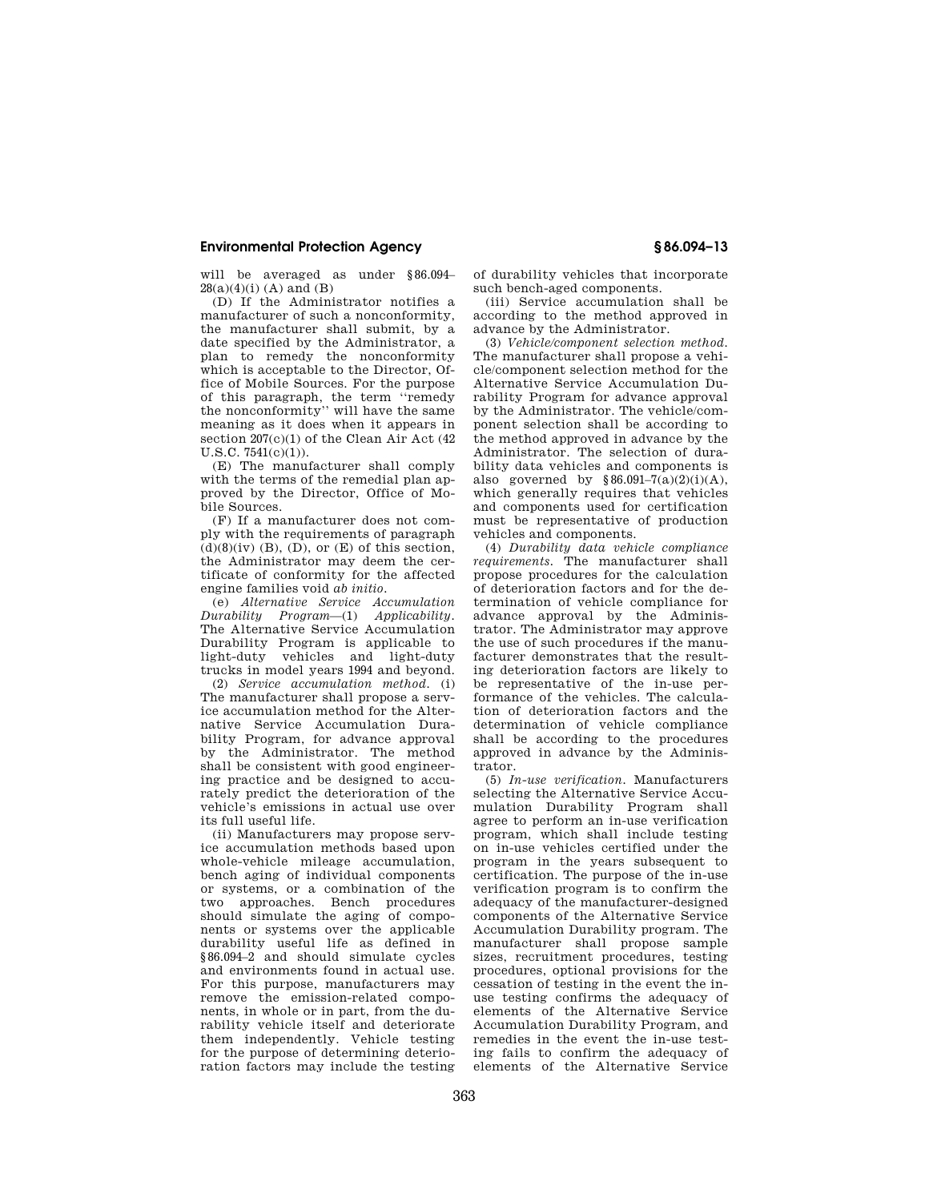will be averaged as under §86.094–28(a)(4)(i) (A) and (B)

(D) If the Administrator notifies a manufacturer of such a nonconformity, the manufacturer shall submit, by a date specified by the Administrator, a plan to remedy the nonconformity which is acceptable to the Director, Office of Mobile Sources. For the purpose of this paragraph, the term ''remedy the nonconformity'' will have the same meaning as it does when it appears in section 207(c)(1) of the Clean Air Act (42 U.S.C. 7541(c)(1)).

(E) The manufacturer shall comply with the terms of the remedial plan approved by the Director, Office of Mobile Sources.

(F) If a manufacturer does not comply with the requirements of paragraph (d)(8)(iv) (B), (D), or (E) of this section, the Administrator may deem the certificate of conformity for the affected engine families void *ab initio*.

(e) *Alternative Service Accumulation Durability Program*—(1) *Applicability*. The Alternative Service Accumulation Durability Program is applicable to light-duty vehicles and light-duty trucks in model years 1994 and beyond.

(2) *Service accumulation method*. (i) The manufacturer shall propose a service accumulation method for the Alternative Service Accumulation Durability Program, for advance approval by the Administrator. The method shall be consistent with good engineering practice and be designed to accurately predict the deterioration of the vehicle's emissions in actual use over its full useful life.

(ii) Manufacturers may propose service accumulation methods based upon whole-vehicle mileage accumulation, bench aging of individual components or systems, or a combination of the two approaches. Bench procedures should simulate the aging of components or systems over the applicable durability useful life as defined in §86.094–2 and should simulate cycles and environments found in actual use. For this purpose, manufacturers may remove the emission-related components, in whole or in part, from the durability vehicle itself and deteriorate them independently. Vehicle testing for the purpose of determining deterioration factors may include the testing of durability vehicles that incorporate such bench-aged components.

(iii) Service accumulation shall be according to the method approved in advance by the Administrator.

(3) *Vehicle/component selection method*. The manufacturer shall propose a vehicle/component selection method for the Alternative Service Accumulation Durability Program for advance approval by the Administrator. The vehicle/component selection shall be according to the method approved in advance by the Administrator. The selection of durability data vehicles and components is also governed by §86.091–7(a)(2)(i)(A), which generally requires that vehicles and components used for certification must be representative of production vehicles and components.

(4) *Durability data vehicle compliance requirements*. The manufacturer shall propose procedures for the calculation of deterioration factors and for the determination of vehicle compliance for advance approval by the Administrator. The Administrator may approve the use of such procedures if the manufacturer demonstrates that the resulting deterioration factors are likely to be representative of the in-use performance of the vehicles. The calculation of deterioration factors and the determination of vehicle compliance shall be according to the procedures approved in advance by the Administrator.

(5) *In-use verification*. Manufacturers selecting the Alternative Service Accumulation Durability Program shall agree to perform an in-use verification program, which shall include testing on in-use vehicles certified under the program in the years subsequent to certification. The purpose of the in-use verification program is to confirm the adequacy of the manufacturer-designed components of the Alternative Service Accumulation Durability program. The manufacturer shall propose sample sizes, recruitment procedures, testing procedures, optional provisions for the cessation of testing in the event the in-use testing confirms the adequacy of elements of the Alternative Service Accumulation Durability Program, and remedies in the event the in-use testing fails to confirm the adequacy of elements of the Alternative Service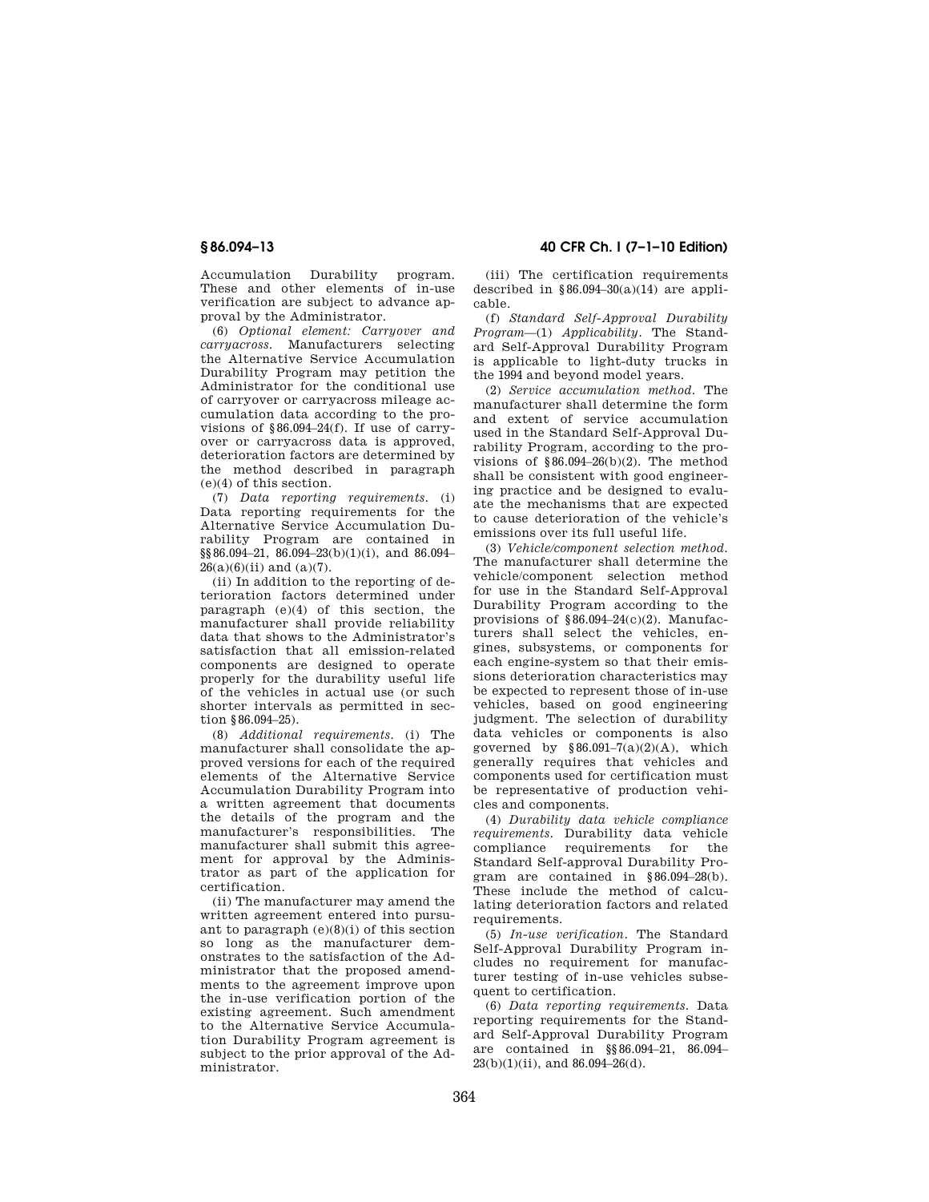Accumulation Durability program. These and other elements of in-use verification are subject to advance approval by the Administrator.

(6) *Optional element: Carryover and carryacross.* Manufacturers selecting the Alternative Service Accumulation Durability Program may petition the Administrator for the conditional use of carryover or carryacross mileage accumulation data according to the provisions of §86.094–24(f). If use of carryover or carryacross data is approved, deterioration factors are determined by the method described in paragraph (e)(4) of this section.

(7) *Data reporting requirements.* (i) Data reporting requirements for the Alternative Service Accumulation Durability Program are contained in §§86.094–21, 86.094–23(b)(1)(i), and 86.094–26(a)(6)(ii) and (a)(7).

(ii) In addition to the reporting of deterioration factors determined under paragraph (e)(4) of this section, the manufacturer shall provide reliability data that shows to the Administrator's satisfaction that all emission-related components are designed to operate properly for the durability useful life of the vehicles in actual use (or such shorter intervals as permitted in section §86.094–25).

(8) *Additional requirements.* (i) The manufacturer shall consolidate the approved versions for each of the required elements of the Alternative Service Accumulation Durability Program into a written agreement that documents the details of the program and the manufacturer's responsibilities. The manufacturer shall submit this agreement for approval by the Administrator as part of the application for certification.

(ii) The manufacturer may amend the written agreement entered into pursuant to paragraph (e)(8)(i) of this section so long as the manufacturer demonstrates to the satisfaction of the Administrator that the proposed amendments to the agreement improve upon the in-use verification portion of the existing agreement. Such amendment to the Alternative Service Accumulation Durability Program agreement is subject to the prior approval of the Administrator.

(iii) The certification requirements described in §86.094–30(a)(14) are applicable.

(f) *Standard Self-Approval Durability Program*—(1) *Applicability.* The Standard Self-Approval Durability Program is applicable to light-duty trucks in the 1994 and beyond model years.

(2) *Service accumulation method.* The manufacturer shall determine the form and extent of service accumulation used in the Standard Self-Approval Durability Program, according to the provisions of §86.094–26(b)(2). The method shall be consistent with good engineering practice and be designed to evaluate the mechanisms that are expected to cause deterioration of the vehicle's emissions over its full useful life.

(3) *Vehicle/component selection method.* The manufacturer shall determine the vehicle/component selection method for use in the Standard Self-Approval Durability Program according to the provisions of §86.094–24(c)(2). Manufacturers shall select the vehicles, engines, subsystems, or components for each engine-system so that their emissions deterioration characteristics may be expected to represent those of in-use vehicles, based on good engineering judgment. The selection of durability data vehicles or components is also governed by §86.091–7(a)(2)(A), which generally requires that vehicles and components used for certification must be representative of production vehicles and components.

(4) *Durability data vehicle compliance requirements.* Durability data vehicle compliance requirements for the Standard Self-approval Durability Program are contained in §86.094–28(b). These include the method of calculating deterioration factors and related requirements.

(5) *In-use verification.* The Standard Self-Approval Durability Program includes no requirement for manufacturer testing of in-use vehicles subsequent to certification.

(6) *Data reporting requirements.* Data reporting requirements for the Standard Self-Approval Durability Program are contained in §§86.094–21, 86.094–23(b)(1)(ii), and 86.094–26(d).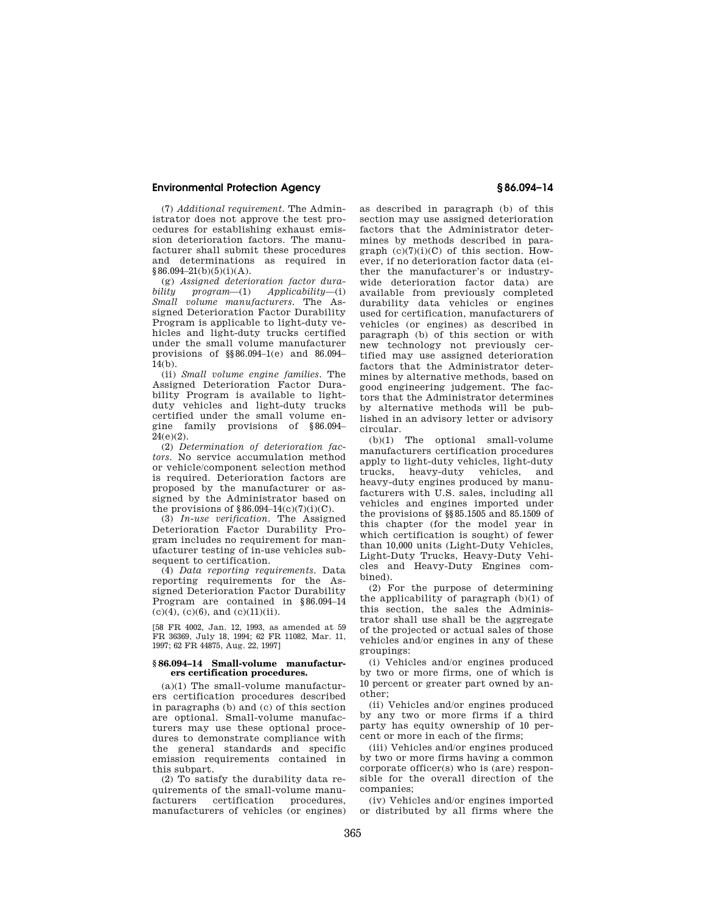(7) *Additional requirement.* The Administrator does not approve the test procedures for establishing exhaust emission deterioration factors. The manufacturer shall submit these procedures and determinations as required in §86.094–21(b)(5)(i)(A).

(g) *Assigned deterioration factor durability program*—(1) *Applicability*—(i) *Small volume manufacturers.* The Assigned Deterioration Factor Durability Program is applicable to light-duty vehicles and light-duty trucks certified under the small volume manufacturer provisions of §§86.094–1(e) and 86.094–14(b).

(ii) *Small volume engine families.* The Assigned Deterioration Factor Durability Program is available to light-duty vehicles and light-duty trucks certified under the small volume engine family provisions of §86.094–24(e)(2).

(2) *Determination of deterioration factors.* No service accumulation method or vehicle/component selection method is required. Deterioration factors are proposed by the manufacturer or assigned by the Administrator based on the provisions of §86.094–14(c)(7)(i)(C).

(3) *In-use verification.* The Assigned Deterioration Factor Durability Program includes no requirement for manufacturer testing of in-use vehicles subsequent to certification.

(4) *Data reporting requirements.* Data reporting requirements for the Assigned Deterioration Factor Durability Program are contained in §86.094–14 (c)(4), (c)(6), and (c)(11)(ii).

[58 FR 4002, Jan. 12, 1993, as amended at 59 FR 36369, July 18, 1994; 62 FR 11082, Mar. 11, 1997; 62 FR 44875, Aug. 22, 1997]

### §86.094–14 Small-volume manufacturers certification procedures.

(a)(1) The small-volume manufacturers certification procedures described in paragraphs (b) and (c) of this section are optional. Small-volume manufacturers may use these optional procedures to demonstrate compliance with the general standards and specific emission requirements contained in this subpart.

(2) To satisfy the durability data requirements of the small-volume manufacturers certification procedures, manufacturers of vehicles (or engines) as described in paragraph (b) of this section may use assigned deterioration factors that the Administrator determines by methods described in paragraph (c)(7)(i)(C) of this section. However, if no deterioration factor data (either the manufacturer's or industry-wide deterioration factor data) are available from previously completed durability data vehicles or engines used for certification, manufacturers of vehicles (or engines) as described in paragraph (b) of this section or with new technology not previously certified may use assigned deterioration factors that the Administrator determines by alternative methods, based on good engineering judgement. The factors that the Administrator determines by alternative methods will be published in an advisory letter or advisory circular.

(b)(1) The optional small-volume manufacturers certification procedures apply to light-duty vehicles, light-duty trucks, heavy-duty vehicles, and heavy-duty engines produced by manufacturers with U.S. sales, including all vehicles and engines imported under the provisions of §§85.1505 and 85.1509 of this chapter (for the model year in which certification is sought) of fewer than 10,000 units (Light-Duty Vehicles, Light-Duty Trucks, Heavy-Duty Vehicles and Heavy-Duty Engines combined).

(2) For the purpose of determining the applicability of paragraph (b)(1) of this section, the sales the Administrator shall use shall be the aggregate of the projected or actual sales of those vehicles and/or engines in any of these groupings:

(i) Vehicles and/or engines produced by two or more firms, one of which is 10 percent or greater part owned by another;

(ii) Vehicles and/or engines produced by any two or more firms if a third party has equity ownership of 10 percent or more in each of the firms;

(iii) Vehicles and/or engines produced by two or more firms having a common corporate officer(s) who is (are) responsible for the overall direction of the companies;

(iv) Vehicles and/or engines imported or distributed by all firms where the